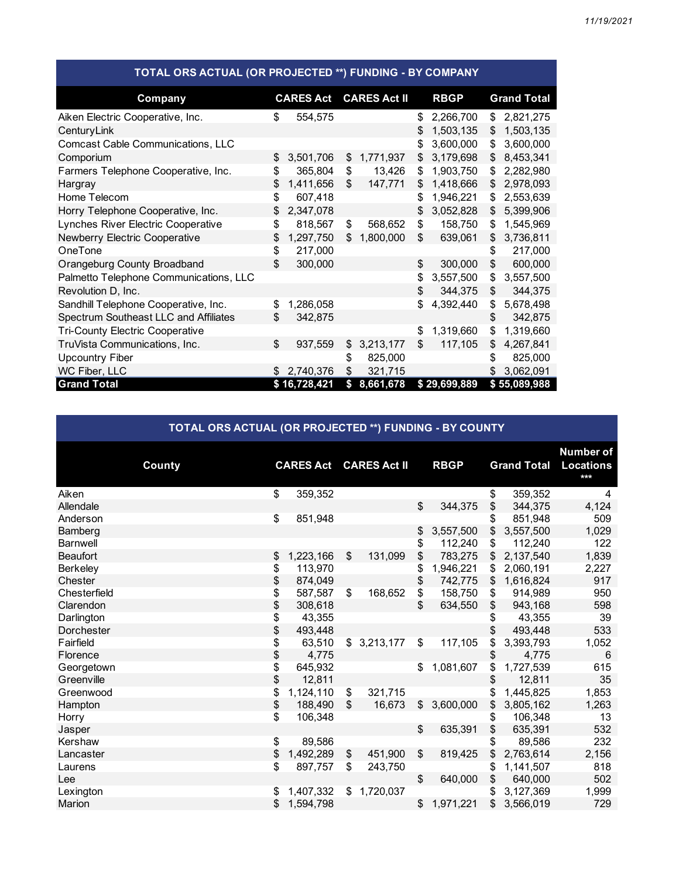11/19/2021

## TOTAL ORS ACTUAL (OR PROJECTED **) FUNDING - BY COMPANY

| Company | CARES Act | CARES Act II | RBGP | Grand Total |
|---|---|---|---|---|
| Aiken Electric Cooperative, Inc. | $ 554,575 | | $ 2,266,700 | $ 2,821,275 |
| CenturyLink | | | $ 1,503,135 | $ 1,503,135 |
| Comcast Cable Communications, LLC | | | $ 3,600,000 | $ 3,600,000 |
| Comporium | $ 3,501,706 | $ 1,771,937 | $ 3,179,698 | $ 8,453,341 |
| Farmers Telephone Cooperative, Inc. | $ 365,804 | $ 13,426 | $ 1,903,750 | $ 2,282,980 |
| Hargray | $ 1,411,656 | $ 147,771 | $ 1,418,666 | $ 2,978,093 |
| Home Telecom | $ 607,418 | | $ 1,946,221 | $ 2,553,639 |
| Horry Telephone Cooperative, Inc. | $ 2,347,078 | | $ 3,052,828 | $ 5,399,906 |
| Lynches River Electric Cooperative | $ 818,567 | $ 568,652 | $ 158,750 | $ 1,545,969 |
| Newberry Electric Cooperative | $ 1,297,750 | $ 1,800,000 | $ 639,061 | $ 3,736,811 |
| OneTone | $ 217,000 | | | $ 217,000 |
| Orangeburg County Broadband | $ 300,000 | | $ 300,000 | $ 600,000 |
| Palmetto Telephone Communications, LLC | | | $ 3,557,500 | $ 3,557,500 |
| Revolution D, Inc. | | | $ 344,375 | $ 344,375 |
| Sandhill Telephone Cooperative, Inc. | $ 1,286,058 | | $ 4,392,440 | $ 5,678,498 |
| Spectrum Southeast LLC and Affiliates | $ 342,875 | | | $ 342,875 |
| Tri-County Electric Cooperative | | | $ 1,319,660 | $ 1,319,660 |
| TruVista Communications, Inc. | $ 937,559 | $ 3,213,177 | $ 117,105 | $ 4,267,841 |
| Upcountry Fiber | | $ 825,000 | | $ 825,000 |
| WC Fiber, LLC | $ 2,740,376 | $ 321,715 | | $ 3,062,091 |
| **Grand Total** | **$ 16,728,421** | **$ 8,661,678** | **$ 29,699,889** | **$ 55,089,988** |

## TOTAL ORS ACTUAL (OR PROJECTED **) FUNDING - BY COUNTY

| County | CARES Act | CARES Act II | RBGP | Grand Total | Number of Locations *** |
|---|---|---|---|---|---|
| Aiken | $ 359,352 | | | $ 359,352 | 4 |
| Allendale | | | $ 344,375 | $ 344,375 | 4,124 |
| Anderson | $ 851,948 | | | $ 851,948 | 509 |
| Bamberg | | | $ 3,557,500 | $ 3,557,500 | 1,029 |
| Barnwell | | | $ 112,240 | $ 112,240 | 122 |
| Beaufort | $ 1,223,166 | $ 131,099 | $ 783,275 | $ 2,137,540 | 1,839 |
| Berkeley | $ 113,970 | | $ 1,946,221 | $ 2,060,191 | 2,227 |
| Chester | $ 874,049 | | $ 742,775 | $ 1,616,824 | 917 |
| Chesterfield | $ 587,587 | $ 168,652 | $ 158,750 | $ 914,989 | 950 |
| Clarendon | $ 308,618 | | $ 634,550 | $ 943,168 | 598 |
| Darlington | $ 43,355 | | | $ 43,355 | 39 |
| Dorchester | $ 493,448 | | | $ 493,448 | 533 |
| Fairfield | $ 63,510 | $ 3,213,177 | $ 117,105 | $ 3,393,793 | 1,052 |
| Florence | $ 4,775 | | | $ 4,775 | 6 |
| Georgetown | $ 645,932 | | $ 1,081,607 | $ 1,727,539 | 615 |
| Greenville | $ 12,811 | | | $ 12,811 | 35 |
| Greenwood | $ 1,124,110 | $ 321,715 | | $ 1,445,825 | 1,853 |
| Hampton | $ 188,490 | $ 16,673 | $ 3,600,000 | $ 3,805,162 | 1,263 |
| Horry | $ 106,348 | | | $ 106,348 | 13 |
| Jasper | | | $ 635,391 | $ 635,391 | 532 |
| Kershaw | $ 89,586 | | | $ 89,586 | 232 |
| Lancaster | $ 1,492,289 | $ 451,900 | $ 819,425 | $ 2,763,614 | 2,156 |
| Laurens | $ 897,757 | $ 243,750 | | $ 1,141,507 | 818 |
| Lee | | | $ 640,000 | $ 640,000 | 502 |
| Lexington | $ 1,407,332 | $ 1,720,037 | | $ 3,127,369 | 1,999 |
| Marion | $ 1,594,798 | | $ 1,971,221 | $ 3,566,019 | 729 |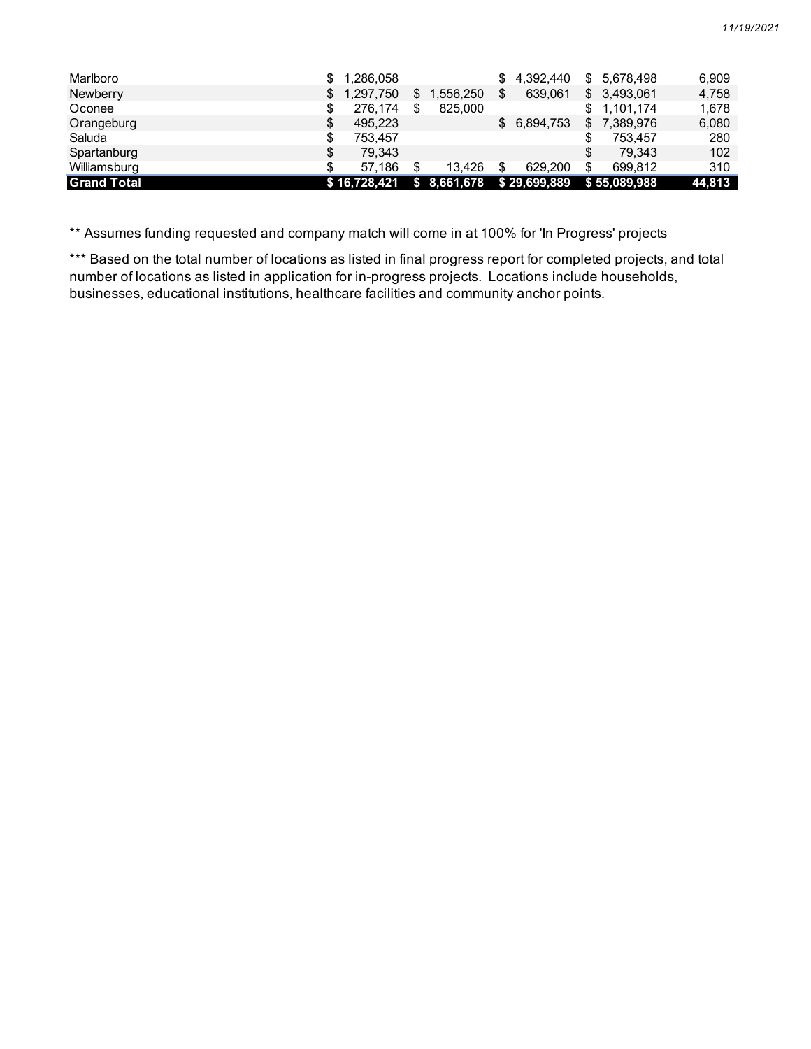| | | | | | |
|---|---|---|---|---|---|
| Marlboro | $ 1,286,058 | | $ 4,392,440 | $ 5,678,498 | 6,909 |
| Newberry | $ 1,297,750 | $ 1,556,250 | $ 639,061 | $ 3,493,061 | 4,758 |
| Oconee | $ 276,174 | $ 825,000 | | $ 1,101,174 | 1,678 |
| Orangeburg | $ 495,223 | | $ 6,894,753 | $ 7,389,976 | 6,080 |
| Saluda | $ 753,457 | | | $ 753,457 | 280 |
| Spartanburg | $ 79,343 | | | $ 79,343 | 102 |
| Williamsburg | $ 57,186 | $ 13,426 | $ 629,200 | $ 699,812 | 310 |
| **Grand Total** | **$ 16,728,421** | **$ 8,661,678** | **$ 29,699,889** | **$ 55,089,988** | **44,813** |

** Assumes funding requested and company match will come in at 100% for 'In Progress' projects

*** Based on the total number of locations as listed in final progress report for completed projects, and total number of locations as listed in application for in-progress projects. Locations include households, businesses, educational institutions, healthcare facilities and community anchor points.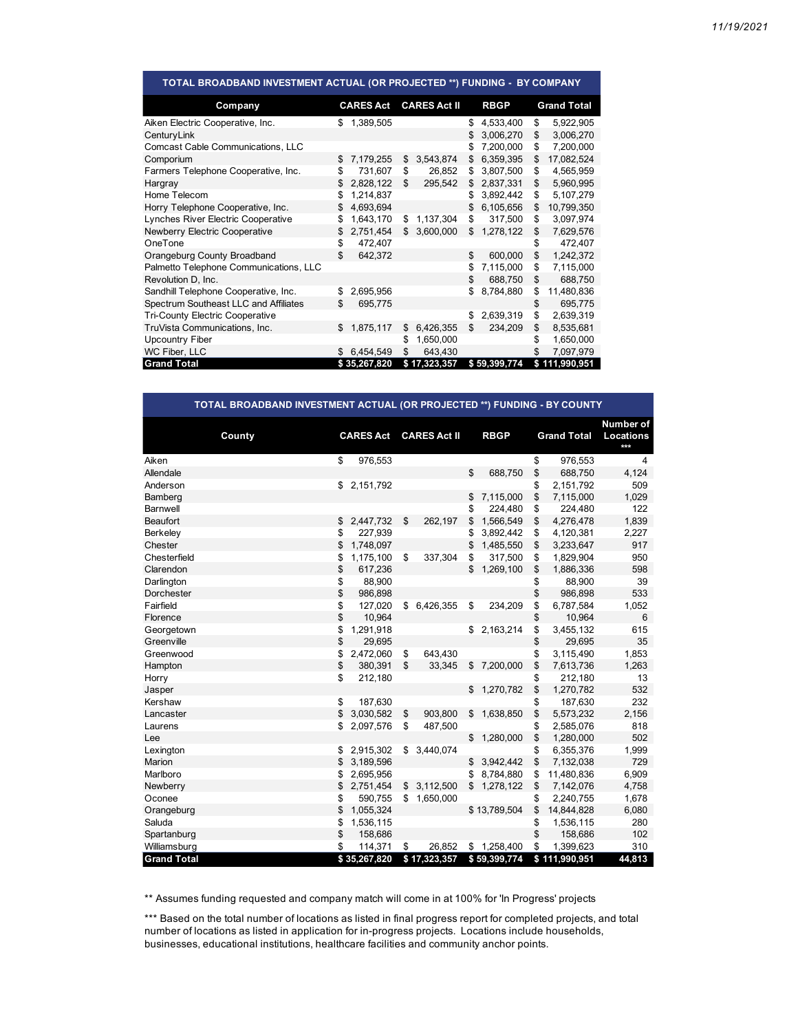11/19/2021

| TOTAL BROADBAND INVESTMENT ACTUAL (OR PROJECTED **) FUNDING - BY COMPANY | | | | |
|---|---|---|---|---|
| **Company** | **CARES Act** | **CARES Act II** | **RBGP** | **Grand Total** |
| Aiken Electric Cooperative, Inc. | $ 1,389,505 | | $ 4,533,400 | $ 5,922,905 |
| CenturyLink | | | $ 3,006,270 | $ 3,006,270 |
| Comcast Cable Communications, LLC | | | $ 7,200,000 | $ 7,200,000 |
| Comporium | $ 7,179,255 | $ 3,543,874 | $ 6,359,395 | $ 17,082,524 |
| Farmers Telephone Cooperative, Inc. | $ 731,607 | $ 26,852 | $ 3,807,500 | $ 4,565,959 |
| Hargray | $ 2,828,122 | $ 295,542 | $ 2,837,331 | $ 5,960,995 |
| Home Telecom | $ 1,214,837 | | $ 3,892,442 | $ 5,107,279 |
| Horry Telephone Cooperative, Inc. | $ 4,693,694 | | $ 6,105,656 | $ 10,799,350 |
| Lynches River Electric Cooperative | $ 1,643,170 | $ 1,137,304 | $ 317,500 | $ 3,097,974 |
| Newberry Electric Cooperative | $ 2,751,454 | $ 3,600,000 | $ 1,278,122 | $ 7,629,576 |
| OneTone | $ 472,407 | | | $ 472,407 |
| Orangeburg County Broadband | $ 642,372 | | $ 600,000 | $ 1,242,372 |
| Palmetto Telephone Communications, LLC | | | $ 7,115,000 | $ 7,115,000 |
| Revolution D, Inc. | | | $ 688,750 | $ 688,750 |
| Sandhill Telephone Cooperative, Inc. | $ 2,695,956 | | $ 8,784,880 | $ 11,480,836 |
| Spectrum Southeast LLC and Affiliates | $ 695,775 | | | $ 695,775 |
| Tri-County Electric Cooperative | | | $ 2,639,319 | $ 2,639,319 |
| TruVista Communications, Inc. | $ 1,875,117 | $ 6,426,355 | $ 234,209 | $ 8,535,681 |
| Upcountry Fiber | | $ 1,650,000 | | $ 1,650,000 |
| WC Fiber, LLC | $ 6,454,549 | $ 643,430 | | $ 7,097,979 |
| **Grand Total** | **$ 35,267,820** | **$ 17,323,357** | **$ 59,399,774** | **$ 111,990,951** |

| TOTAL BROADBAND INVESTMENT ACTUAL (OR PROJECTED **) FUNDING - BY COUNTY | | | | | |
|---|---|---|---|---|---|
| **County** | **CARES Act** | **CARES Act II** | **RBGP** | **Grand Total** | **Number of Locations *** ** |
| Aiken | $ 976,553 | | | $ 976,553 | 4 |
| Allendale | | | $ 688,750 | $ 688,750 | 4,124 |
| Anderson | $ 2,151,792 | | | $ 2,151,792 | 509 |
| Bamberg | | | $ 7,115,000 | $ 7,115,000 | 1,029 |
| Barnwell | | | $ 224,480 | $ 224,480 | 122 |
| Beaufort | $ 2,447,732 | $ 262,197 | $ 1,566,549 | $ 4,276,478 | 1,839 |
| Berkeley | $ 227,939 | | $ 3,892,442 | $ 4,120,381 | 2,227 |
| Chester | $ 1,748,097 | | $ 1,485,550 | $ 3,233,647 | 917 |
| Chesterfield | $ 1,175,100 | $ 337,304 | $ 317,500 | $ 1,829,904 | 950 |
| Clarendon | $ 617,236 | | $ 1,269,100 | $ 1,886,336 | 598 |
| Darlington | $ 88,900 | | | $ 88,900 | 39 |
| Dorchester | $ 986,898 | | | $ 986,898 | 533 |
| Fairfield | $ 127,020 | $ 6,426,355 | $ 234,209 | $ 6,787,584 | 1,052 |
| Florence | $ 10,964 | | | $ 10,964 | 6 |
| Georgetown | $ 1,291,918 | | $ 2,163,214 | $ 3,455,132 | 615 |
| Greenville | $ 29,695 | | | $ 29,695 | 35 |
| Greenwood | $ 2,472,060 | $ 643,430 | | $ 3,115,490 | 1,853 |
| Hampton | $ 380,391 | $ 33,345 | $ 7,200,000 | $ 7,613,736 | 1,263 |
| Horry | $ 212,180 | | | $ 212,180 | 13 |
| Jasper | | | $ 1,270,782 | $ 1,270,782 | 532 |
| Kershaw | $ 187,630 | | | $ 187,630 | 232 |
| Lancaster | $ 3,030,582 | $ 903,800 | $ 1,638,850 | $ 5,573,232 | 2,156 |
| Laurens | $ 2,097,576 | $ 487,500 | | $ 2,585,076 | 818 |
| Lee | | | $ 1,280,000 | $ 1,280,000 | 502 |
| Lexington | $ 2,915,302 | $ 3,440,074 | | $ 6,355,376 | 1,999 |
| Marion | $ 3,189,596 | | $ 3,942,442 | $ 7,132,038 | 729 |
| Marlboro | $ 2,695,956 | | $ 8,784,880 | $ 11,480,836 | 6,909 |
| Newberry | $ 2,751,454 | $ 3,112,500 | $ 1,278,122 | $ 7,142,076 | 4,758 |
| Oconee | $ 590,755 | $ 1,650,000 | | $ 2,240,755 | 1,678 |
| Orangeburg | $ 1,055,324 | | $ 13,789,504 | $ 14,844,828 | 6,080 |
| Saluda | $ 1,536,115 | | | $ 1,536,115 | 280 |
| Spartanburg | $ 158,686 | | | $ 158,686 | 102 |
| Williamsburg | $ 114,371 | $ 26,852 | $ 1,258,400 | $ 1,399,623 | 310 |
| **Grand Total** | **$ 35,267,820** | **$ 17,323,357** | **$ 59,399,774** | **$ 111,990,951** | **44,813** |

** Assumes funding requested and company match will come in at 100% for 'In Progress' projects

*** Based on the total number of locations as listed in final progress report for completed projects, and total number of locations as listed in application for in-progress projects. Locations include households, businesses, educational institutions, healthcare facilities and community anchor points.